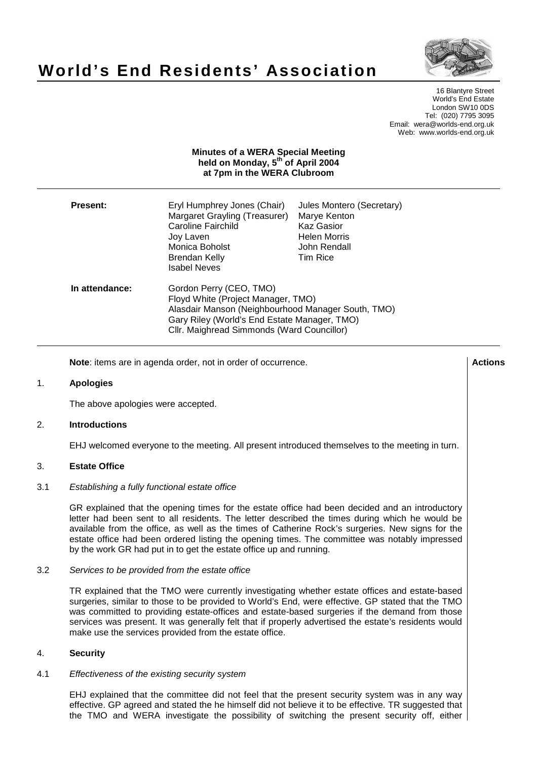# World's End Residents' Association

16 Blantyre Street
World's End Estate
London SW10 0DS
Tel: (020) 7795 3095
Email: wera@worlds-end.org.uk
Web: www.worlds-end.org.uk

**Minutes of a WERA Special Meeting**
**held on Monday, 5th of April 2004**
**at 7pm in the WERA Clubroom**

| | | |
|---|---|---|
| **Present:** | Eryl Humphrey Jones (Chair) | Jules Montero (Secretary) |
| | Margaret Grayling (Treasurer) | Marye Kenton |
| | Caroline Fairchild | Kaz Gasior |
| | Joy Laven | Helen Morris |
| | Monica Boholst | John Rendall |
| | Brendan Kelly | Tim Rice |
| | Isabel Neves | |

**In attendance:**
Gordon Perry (CEO, TMO)
Floyd White (Project Manager, TMO)
Alasdair Manson (Neighbourhood Manager South, TMO)
Gary Riley (World's End Estate Manager, TMO)
Cllr. Maighread Simmonds (Ward Councillor)

**Note**: items are in agenda order, not in order of occurrence. **Actions**

## 1. Apologies

The above apologies were accepted.

## 2. Introductions

EHJ welcomed everyone to the meeting. All present introduced themselves to the meeting in turn.

## 3. Estate Office

### 3.1 *Establishing a fully functional estate office*

GR explained that the opening times for the estate office had been decided and an introductory letter had been sent to all residents. The letter described the times during which he would be available from the office, as well as the times of Catherine Rock's surgeries. New signs for the estate office had been ordered listing the opening times. The committee was notably impressed by the work GR had put in to get the estate office up and running.

### 3.2 *Services to be provided from the estate office*

TR explained that the TMO were currently investigating whether estate offices and estate-based surgeries, similar to those to be provided to World's End, were effective. GP stated that the TMO was committed to providing estate-offices and estate-based surgeries if the demand from those services was present. It was generally felt that if properly advertised the estate's residents would make use the services provided from the estate office.

## 4. Security

### 4.1 *Effectiveness of the existing security system*

EHJ explained that the committee did not feel that the present security system was in any way effective. GP agreed and stated the he himself did not believe it to be effective. TR suggested that the TMO and WERA investigate the possibility of switching the present security off, either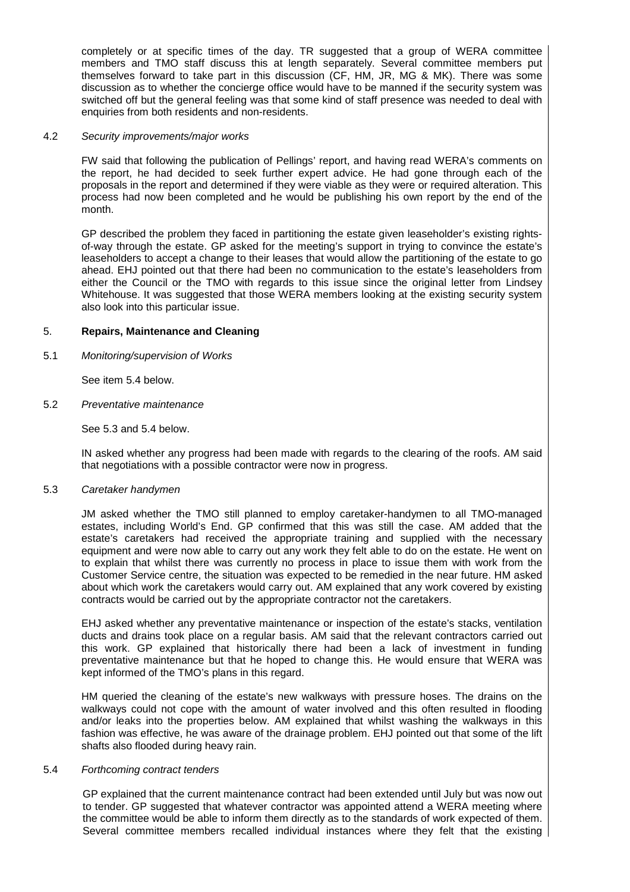completely or at specific times of the day. TR suggested that a group of WERA committee members and TMO staff discuss this at length separately. Several committee members put themselves forward to take part in this discussion (CF, HM, JR, MG & MK). There was some discussion as to whether the concierge office would have to be manned if the security system was switched off but the general feeling was that some kind of staff presence was needed to deal with enquiries from both residents and non-residents.

4.2 *Security improvements/major works*

FW said that following the publication of Pellings' report, and having read WERA's comments on the report, he had decided to seek further expert advice. He had gone through each of the proposals in the report and determined if they were viable as they were or required alteration. This process had now been completed and he would be publishing his own report by the end of the month.

GP described the problem they faced in partitioning the estate given leaseholder's existing rights-of-way through the estate. GP asked for the meeting's support in trying to convince the estate's leaseholders to accept a change to their leases that would allow the partitioning of the estate to go ahead. EHJ pointed out that there had been no communication to the estate's leaseholders from either the Council or the TMO with regards to this issue since the original letter from Lindsey Whitehouse. It was suggested that those WERA members looking at the existing security system also look into this particular issue.

## 5. **Repairs, Maintenance and Cleaning**

5.1 *Monitoring/supervision of Works*

See item 5.4 below.

5.2 *Preventative maintenance*

See 5.3 and 5.4 below.

IN asked whether any progress had been made with regards to the clearing of the roofs. AM said that negotiations with a possible contractor were now in progress.

5.3 *Caretaker handymen*

JM asked whether the TMO still planned to employ caretaker-handymen to all TMO-managed estates, including World's End. GP confirmed that this was still the case. AM added that the estate's caretakers had received the appropriate training and supplied with the necessary equipment and were now able to carry out any work they felt able to do on the estate. He went on to explain that whilst there was currently no process in place to issue them with work from the Customer Service centre, the situation was expected to be remedied in the near future. HM asked about which work the caretakers would carry out. AM explained that any work covered by existing contracts would be carried out by the appropriate contractor not the caretakers.

EHJ asked whether any preventative maintenance or inspection of the estate's stacks, ventilation ducts and drains took place on a regular basis. AM said that the relevant contractors carried out this work. GP explained that historically there had been a lack of investment in funding preventative maintenance but that he hoped to change this. He would ensure that WERA was kept informed of the TMO's plans in this regard.

HM queried the cleaning of the estate's new walkways with pressure hoses. The drains on the walkways could not cope with the amount of water involved and this often resulted in flooding and/or leaks into the properties below. AM explained that whilst washing the walkways in this fashion was effective, he was aware of the drainage problem. EHJ pointed out that some of the lift shafts also flooded during heavy rain.

5.4 *Forthcoming contract tenders*

GP explained that the current maintenance contract had been extended until July but was now out to tender. GP suggested that whatever contractor was appointed attend a WERA meeting where the committee would be able to inform them directly as to the standards of work expected of them. Several committee members recalled individual instances where they felt that the existing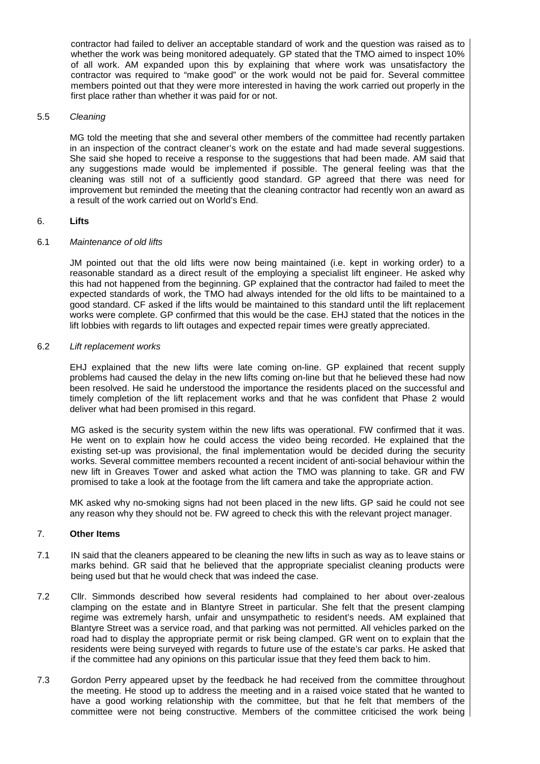contractor had failed to deliver an acceptable standard of work and the question was raised as to whether the work was being monitored adequately. GP stated that the TMO aimed to inspect 10% of all work. AM expanded upon this by explaining that where work was unsatisfactory the contractor was required to "make good" or the work would not be paid for. Several committee members pointed out that they were more interested in having the work carried out properly in the first place rather than whether it was paid for or not.

5.5 *Cleaning*

MG told the meeting that she and several other members of the committee had recently partaken in an inspection of the contract cleaner's work on the estate and had made several suggestions. She said she hoped to receive a response to the suggestions that had been made. AM said that any suggestions made would be implemented if possible. The general feeling was that the cleaning was still not of a sufficiently good standard. GP agreed that there was need for improvement but reminded the meeting that the cleaning contractor had recently won an award as a result of the work carried out on World's End.

## 6. **Lifts**

6.1 *Maintenance of old lifts*

JM pointed out that the old lifts were now being maintained (i.e. kept in working order) to a reasonable standard as a direct result of the employing a specialist lift engineer. He asked why this had not happened from the beginning. GP explained that the contractor had failed to meet the expected standards of work, the TMO had always intended for the old lifts to be maintained to a good standard. CF asked if the lifts would be maintained to this standard until the lift replacement works were complete. GP confirmed that this would be the case. EHJ stated that the notices in the lift lobbies with regards to lift outages and expected repair times were greatly appreciated.

6.2 *Lift replacement works*

EHJ explained that the new lifts were late coming on-line. GP explained that recent supply problems had caused the delay in the new lifts coming on-line but that he believed these had now been resolved. He said he understood the importance the residents placed on the successful and timely completion of the lift replacement works and that he was confident that Phase 2 would deliver what had been promised in this regard.

MG asked is the security system within the new lifts was operational. FW confirmed that it was. He went on to explain how he could access the video being recorded. He explained that the existing set-up was provisional, the final implementation would be decided during the security works. Several committee members recounted a recent incident of anti-social behaviour within the new lift in Greaves Tower and asked what action the TMO was planning to take. GR and FW promised to take a look at the footage from the lift camera and take the appropriate action.

MK asked why no-smoking signs had not been placed in the new lifts. GP said he could not see any reason why they should not be. FW agreed to check this with the relevant project manager.

## 7. **Other Items**

7.1 IN said that the cleaners appeared to be cleaning the new lifts in such as way as to leave stains or marks behind. GR said that he believed that the appropriate specialist cleaning products were being used but that he would check that was indeed the case.

7.2 Cllr. Simmonds described how several residents had complained to her about over-zealous clamping on the estate and in Blantyre Street in particular. She felt that the present clamping regime was extremely harsh, unfair and unsympathetic to resident's needs. AM explained that Blantyre Street was a service road, and that parking was not permitted. All vehicles parked on the road had to display the appropriate permit or risk being clamped. GR went on to explain that the residents were being surveyed with regards to future use of the estate's car parks. He asked that if the committee had any opinions on this particular issue that they feed them back to him.

7.3 Gordon Perry appeared upset by the feedback he had received from the committee throughout the meeting. He stood up to address the meeting and in a raised voice stated that he wanted to have a good working relationship with the committee, but that he felt that members of the committee were not being constructive. Members of the committee criticised the work being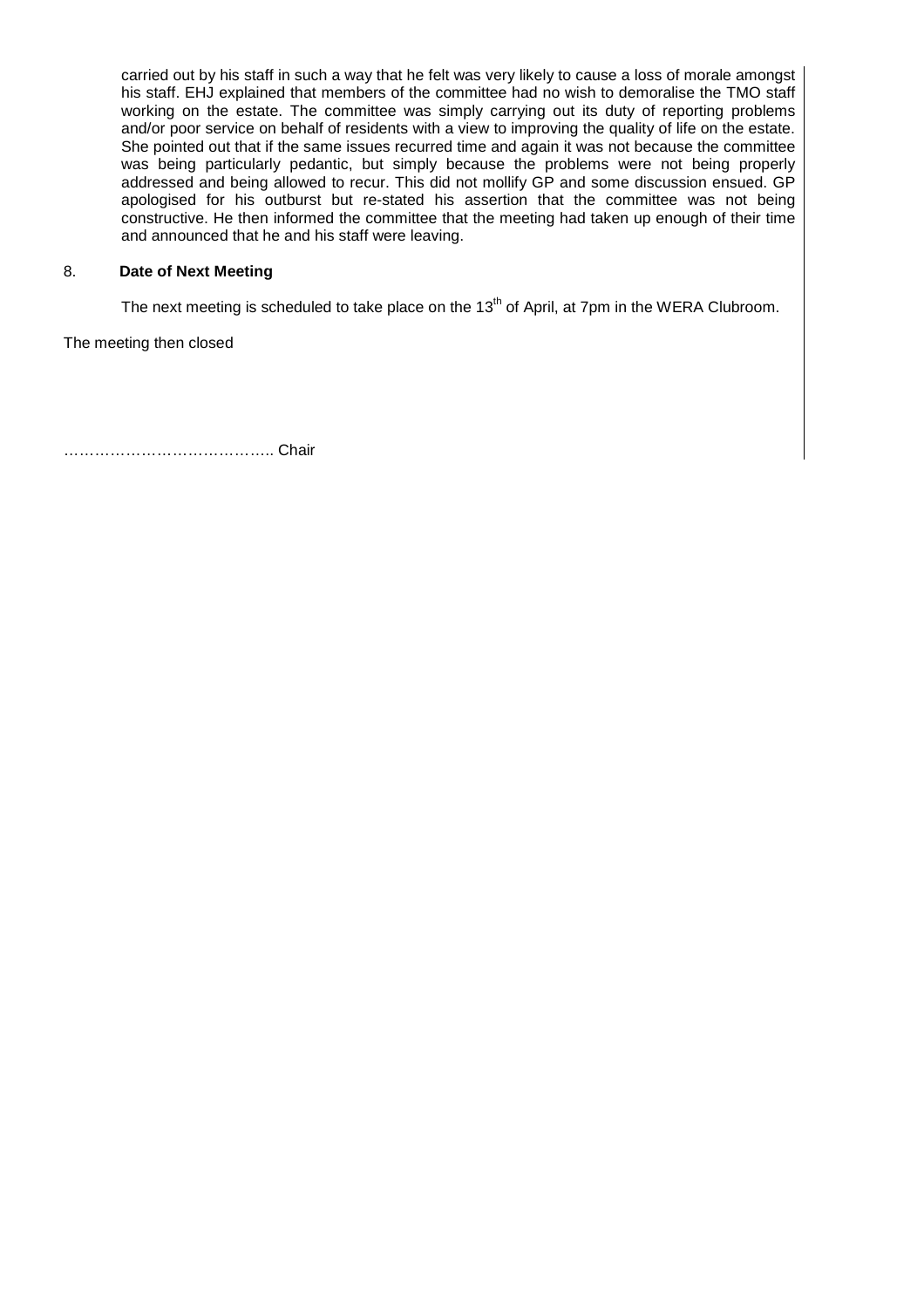carried out by his staff in such a way that he felt was very likely to cause a loss of morale amongst his staff. EHJ explained that members of the committee had no wish to demoralise the TMO staff working on the estate. The committee was simply carrying out its duty of reporting problems and/or poor service on behalf of residents with a view to improving the quality of life on the estate. She pointed out that if the same issues recurred time and again it was not because the committee was being particularly pedantic, but simply because the problems were not being properly addressed and being allowed to recur. This did not mollify GP and some discussion ensued. GP apologised for his outburst but re-stated his assertion that the committee was not being constructive. He then informed the committee that the meeting had taken up enough of their time and announced that he and his staff were leaving.

8. **Date of Next Meeting**

The next meeting is scheduled to take place on the 13th of April, at 7pm in the WERA Clubroom.

The meeting then closed

………………………………….. Chair